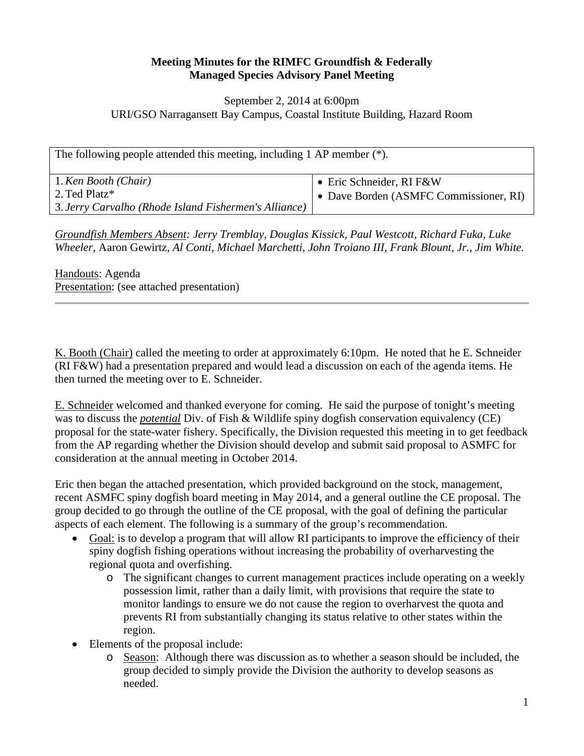**Meeting Minutes for the RIMFC Groundfish & Federally Managed Species Advisory Panel Meeting**

September 2, 2014 at 6:00pm
URI/GSO Narragansett Bay Campus, Coastal Institute Building, Hazard Room

| The following people attended this meeting, including 1 AP member (*). | |
|---|---|
| 1. *Ken Booth (Chair)*<br>2. Ted Platz*<br>3. *Jerry Carvalho (Rhode Island Fishermen's Alliance)* | • Eric Schneider, RI F&W<br>• Dave Borden (ASMFC Commissioner, RI) |

*Groundfish Members Absent: Jerry Tremblay, Douglas Kissick, Paul Westcott, Richard Fuka, Luke Wheeler,* Aaron Gewirtz, *Al Conti, Michael Marchetti, John Troiano III, Frank Blount, Jr., Jim White.*

Handouts: Agenda
Presentation: (see attached presentation)

---

K. Booth (Chair) called the meeting to order at approximately 6:10pm. He noted that he E. Schneider (RI F&W) had a presentation prepared and would lead a discussion on each of the agenda items. He then turned the meeting over to E. Schneider.

E. Schneider welcomed and thanked everyone for coming. He said the purpose of tonight's meeting was to discuss the ***potential*** Div. of Fish & Wildlife spiny dogfish conservation equivalency (CE) proposal for the state-water fishery. Specifically, the Division requested this meeting in to get feedback from the AP regarding whether the Division should develop and submit said proposal to ASMFC for consideration at the annual meeting in October 2014.

Eric then began the attached presentation, which provided background on the stock, management, recent ASMFC spiny dogfish board meeting in May 2014, and a general outline the CE proposal. The group decided to go through the outline of the CE proposal, with the goal of defining the particular aspects of each element. The following is a summary of the group's recommendation.

- Goal: is to develop a program that will allow RI participants to improve the efficiency of their spiny dogfish fishing operations without increasing the probability of overharvesting the regional quota and overfishing.
  - The significant changes to current management practices include operating on a weekly possession limit, rather than a daily limit, with provisions that require the state to monitor landings to ensure we do not cause the region to overharvest the quota and prevents RI from substantially changing its status relative to other states within the region.
- Elements of the proposal include:
  - Season: Although there was discussion as to whether a season should be included, the group decided to simply provide the Division the authority to develop seasons as needed.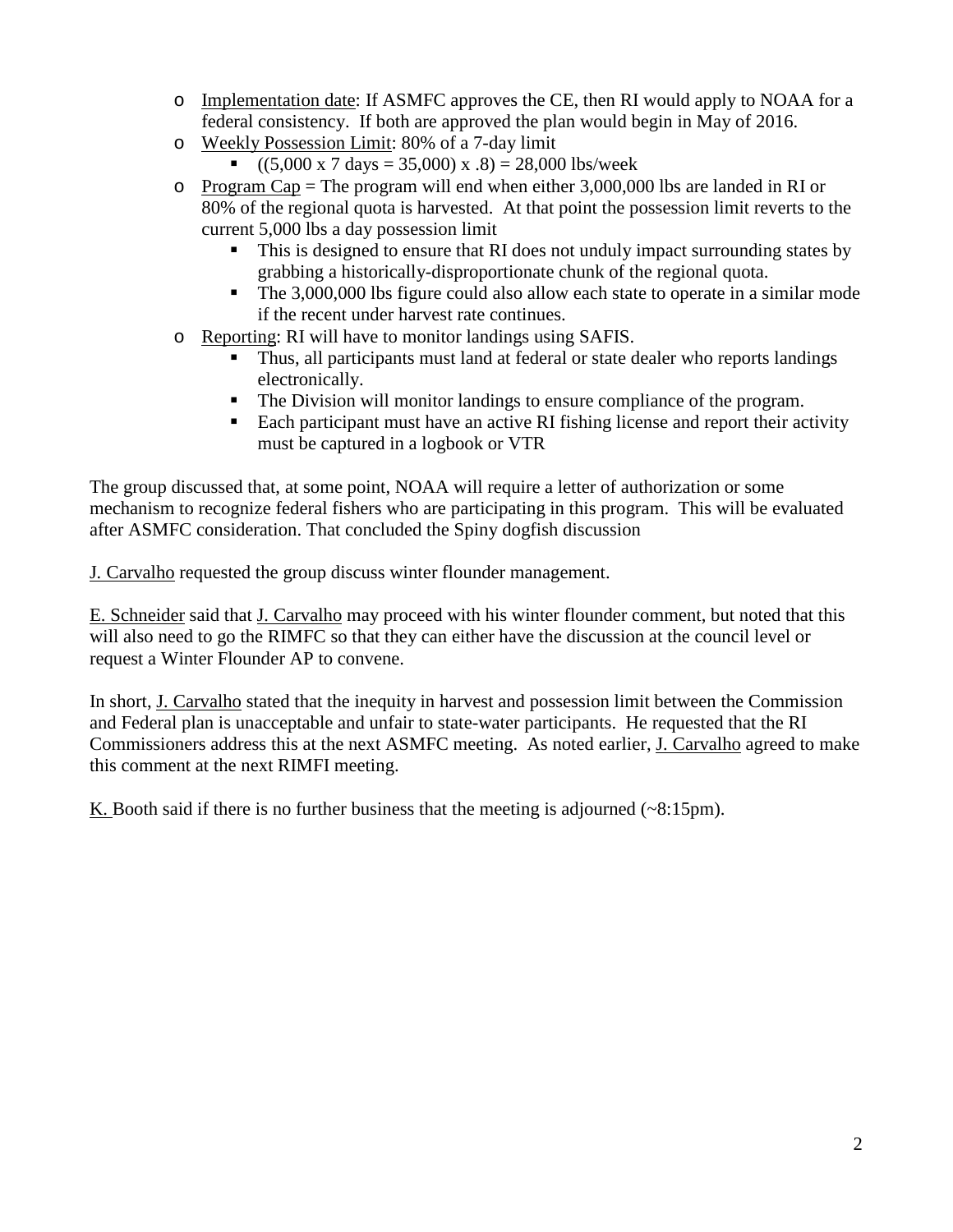- Implementation date: If ASMFC approves the CE, then RI would apply to NOAA for a federal consistency. If both are approved the plan would begin in May of 2016.
- Weekly Possession Limit: 80% of a 7-day limit
    - ((5,000 x 7 days = 35,000) x .8) = 28,000 lbs/week
- Program Cap = The program will end when either 3,000,000 lbs are landed in RI or 80% of the regional quota is harvested. At that point the possession limit reverts to the current 5,000 lbs a day possession limit
    - This is designed to ensure that RI does not unduly impact surrounding states by grabbing a historically-disproportionate chunk of the regional quota.
    - The 3,000,000 lbs figure could also allow each state to operate in a similar mode if the recent under harvest rate continues.
- Reporting: RI will have to monitor landings using SAFIS.
    - Thus, all participants must land at federal or state dealer who reports landings electronically.
    - The Division will monitor landings to ensure compliance of the program.
    - Each participant must have an active RI fishing license and report their activity must be captured in a logbook or VTR

The group discussed that, at some point, NOAA will require a letter of authorization or some mechanism to recognize federal fishers who are participating in this program. This will be evaluated after ASMFC consideration. That concluded the Spiny dogfish discussion

J. Carvalho requested the group discuss winter flounder management.

E. Schneider said that J. Carvalho may proceed with his winter flounder comment, but noted that this will also need to go the RIMFC so that they can either have the discussion at the council level or request a Winter Flounder AP to convene.

In short, J. Carvalho stated that the inequity in harvest and possession limit between the Commission and Federal plan is unacceptable and unfair to state-water participants. He requested that the RI Commissioners address this at the next ASMFC meeting. As noted earlier, J. Carvalho agreed to make this comment at the next RIMFI meeting.

K. Booth said if there is no further business that the meeting is adjourned (~8:15pm).